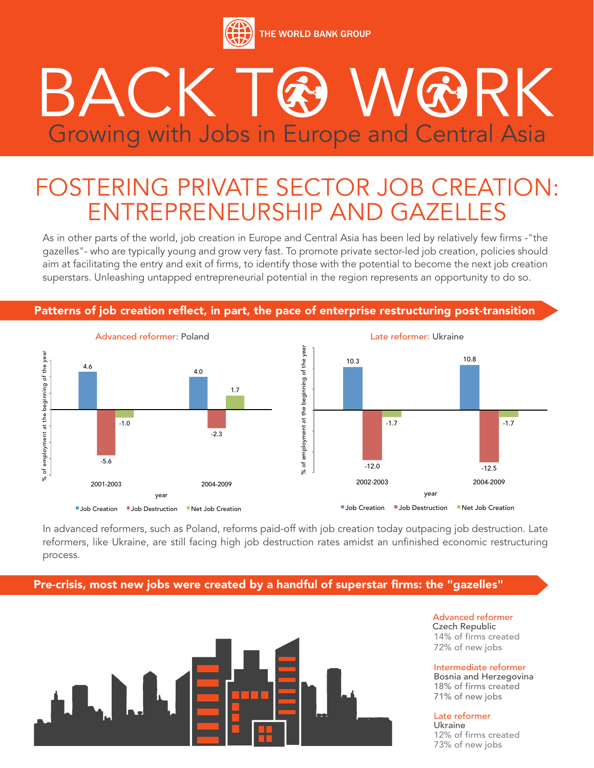THE WORLD BANK GROUP

# BACK TO WORK

## Growing with Jobs in Europe and Central Asia

## FOSTERING PRIVATE SECTOR JOB CREATION: ENTREPRENEURSHIP AND GAZELLES

As in other parts of the world, job creation in Europe and Central Asia has been led by relatively few firms -"the gazelles"- who are typically young and grow very fast. To promote private sector-led job creation, policies should aim at facilitating the entry and exit of firms, to identify those with the potential to become the next job creation superstars. Unleashing untapped entrepreneurial potential in the region represents an opportunity to do so.

### Patterns of job creation reflect, in part, the pace of enterprise restructuring post-transition

**Advanced reformer: Poland** (% of employment at the beginning of the year)

| year | Job Creation | Job Destruction | Net Job Creation |
|---|---|---|---|
| 2001-2003 | 4.6 | -5.6 | -1.0 |
| 2004-2009 | 4.0 | -2.3 | 1.7 |

**Late reformer: Ukraine** (% of employment at the beginning of the year)

| year | Job Creation | Job Destruction | Net Job Creation |
|---|---|---|---|
| 2002-2003 | 10.3 | -12.0 | -1.7 |
| 2004-2009 | 10.8 | -12.5 | -1.7 |

In advanced reformers, such as Poland, reforms paid-off with job creation today outpacing job destruction. Late reformers, like Ukraine, are still facing high job destruction rates amidst an unfinished economic restructuring process.

### Pre-crisis, most new jobs were created by a handful of superstar firms: the "gazelles"

**Advanced reformer**
Czech Republic
14% of firms created
72% of new jobs

**Intermediate reformer**
Bosnia and Herzegovina
18% of firms created
71% of new jobs

**Late reformer**
Ukraine
12% of firms created
73% of new jobs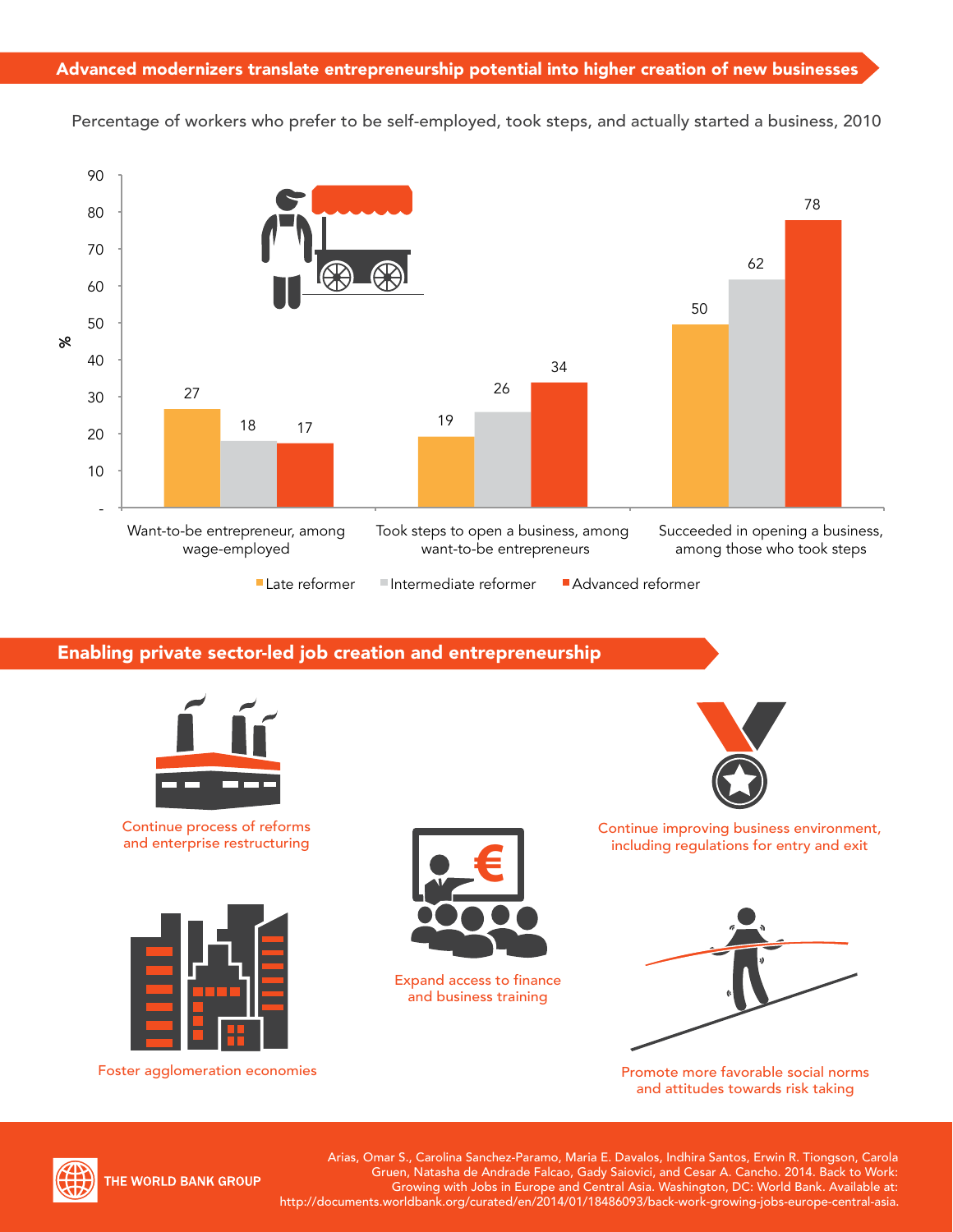## Advanced modernizers translate entrepreneurship potential into higher creation of new businesses

Percentage of workers who prefer to be self-employed, took steps, and actually started a business, 2010

90
80
70
60
50
40
30
20
10
-

%

27
18
17
19
26
34
50
62
78

Want-to-be entrepreneur, among wage-employed

Took steps to open a business, among want-to-be entrepreneurs

Succeeded in opening a business, among those who took steps

Late reformer
Intermediate reformer
Advanced reformer

## Enabling private sector-led job creation and entrepreneurship

Continue process of reforms and enterprise restructuring

Continue improving business environment, including regulations for entry and exit

Expand access to finance and business training

Foster agglomeration economies

Promote more favorable social norms and attitudes towards risk taking

THE WORLD BANK GROUP

Arias, Omar S., Carolina Sanchez-Paramo, Maria E. Davalos, Indhira Santos, Erwin R. Tiongson, Carola Gruen, Natasha de Andrade Falcao, Gady Saiovici, and Cesar A. Cancho. 2014. Back to Work: Growing with Jobs in Europe and Central Asia. Washington, DC: World Bank. Available at: http://documents.worldbank.org/curated/en/2014/01/18486093/back-work-growing-jobs-europe-central-asia.